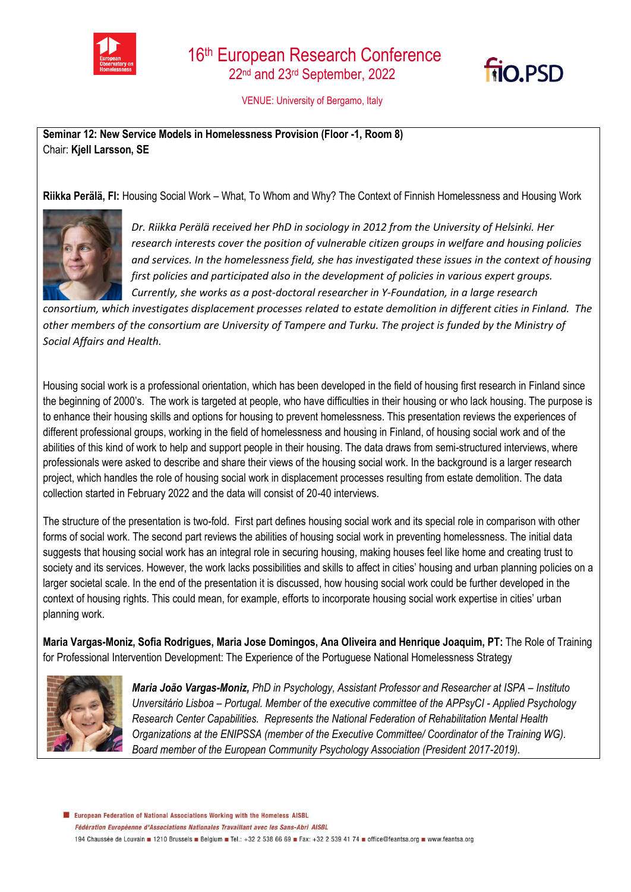# 16th European Research Conference

22nd and 23rd September, 2022

VENUE: University of Bergamo, Italy

**Seminar 12: New Service Models in Homelessness Provision (Floor -1, Room 8)**
Chair: **Kjell Larsson, SE**

**Riikka Perälä, FI:** Housing Social Work – What, To Whom and Why? The Context of Finnish Homelessness and Housing Work

*Dr. Riikka Perälä received her PhD in sociology in 2012 from the University of Helsinki. Her research interests cover the position of vulnerable citizen groups in welfare and housing policies and services. In the homelessness field, she has investigated these issues in the context of housing first policies and participated also in the development of policies in various expert groups. Currently, she works as a post-doctoral researcher in Y-Foundation, in a large research consortium, which investigates displacement processes related to estate demolition in different cities in Finland. The other members of the consortium are University of Tampere and Turku. The project is funded by the Ministry of Social Affairs and Health.*

Housing social work is a professional orientation, which has been developed in the field of housing first research in Finland since the beginning of 2000's. The work is targeted at people, who have difficulties in their housing or who lack housing. The purpose is to enhance their housing skills and options for housing to prevent homelessness. This presentation reviews the experiences of different professional groups, working in the field of homelessness and housing in Finland, of housing social work and of the abilities of this kind of work to help and support people in their housing. The data draws from semi-structured interviews, where professionals were asked to describe and share their views of the housing social work. In the background is a larger research project, which handles the role of housing social work in displacement processes resulting from estate demolition. The data collection started in February 2022 and the data will consist of 20-40 interviews.

The structure of the presentation is two-fold. First part defines housing social work and its special role in comparison with other forms of social work. The second part reviews the abilities of housing social work in preventing homelessness. The initial data suggests that housing social work has an integral role in securing housing, making houses feel like home and creating trust to society and its services. However, the work lacks possibilities and skills to affect in cities' housing and urban planning policies on a larger societal scale. In the end of the presentation it is discussed, how housing social work could be further developed in the context of housing rights. This could mean, for example, efforts to incorporate housing social work expertise in cities' urban planning work.

**Maria Vargas-Moniz, Sofia Rodrigues, Maria Jose Domingos, Ana Oliveira and Henrique Joaquim, PT:** The Role of Training for Professional Intervention Development: The Experience of the Portuguese National Homelessness Strategy

***Maria João Vargas-Moniz,*** *PhD in Psychology, Assistant Professor and Researcher at ISPA – Instituto Universitário Lisboa – Portugal. Member of the executive committee of the APPsyCI - Applied Psychology Research Center Capabilities. Represents the National Federation of Rehabilitation Mental Health Organizations at the ENIPSSA (member of the Executive Committee/ Coordinator of the Training WG). Board member of the European Community Psychology Association (President 2017-2019).*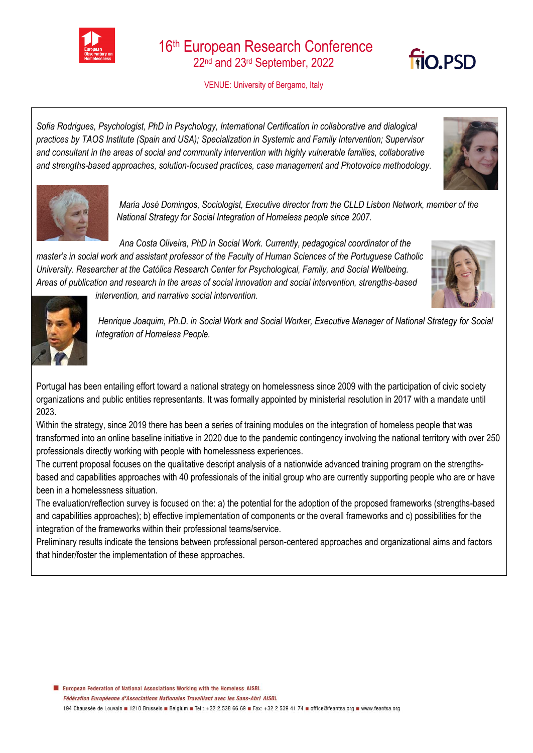*Sofia Rodrigues, Psychologist, PhD in Psychology, International Certification in collaborative and dialogical practices by TAOS Institute (Spain and USA); Specialization in Systemic and Family Intervention; Supervisor and consultant in the areas of social and community intervention with highly vulnerable families, collaborative and strengths-based approaches, solution-focused practices, case management and Photovoice methodology.*

*Maria José Domingos, Sociologist, Executive director from the CLLD Lisbon Network, member of the National Strategy for Social Integration of Homeless people since 2007.*

*Ana Costa Oliveira, PhD in Social Work. Currently, pedagogical coordinator of the master's in social work and assistant professor of the Faculty of Human Sciences of the Portuguese Catholic University. Researcher at the Católica Research Center for Psychological, Family, and Social Wellbeing. Areas of publication and research in the areas of social innovation and social intervention, strengths-based intervention, and narrative social intervention.*

*Henrique Joaquim, Ph.D. in Social Work and Social Worker, Executive Manager of National Strategy for Social Integration of Homeless People.*

Portugal has been entailing effort toward a national strategy on homelessness since 2009 with the participation of civic society organizations and public entities representants. It was formally appointed by ministerial resolution in 2017 with a mandate until 2023.

Within the strategy, since 2019 there has been a series of training modules on the integration of homeless people that was transformed into an online baseline initiative in 2020 due to the pandemic contingency involving the national territory with over 250 professionals directly working with people with homelessness experiences.

The current proposal focuses on the qualitative descript analysis of a nationwide advanced training program on the strengths-based and capabilities approaches with 40 professionals of the initial group who are currently supporting people who are or have been in a homelessness situation.

The evaluation/reflection survey is focused on the: a) the potential for the adoption of the proposed frameworks (strengths-based and capabilities approaches); b) effective implementation of components or the overall frameworks and c) possibilities for the integration of the frameworks within their professional teams/service.

Preliminary results indicate the tensions between professional person-centered approaches and organizational aims and factors that hinder/foster the implementation of these approaches.